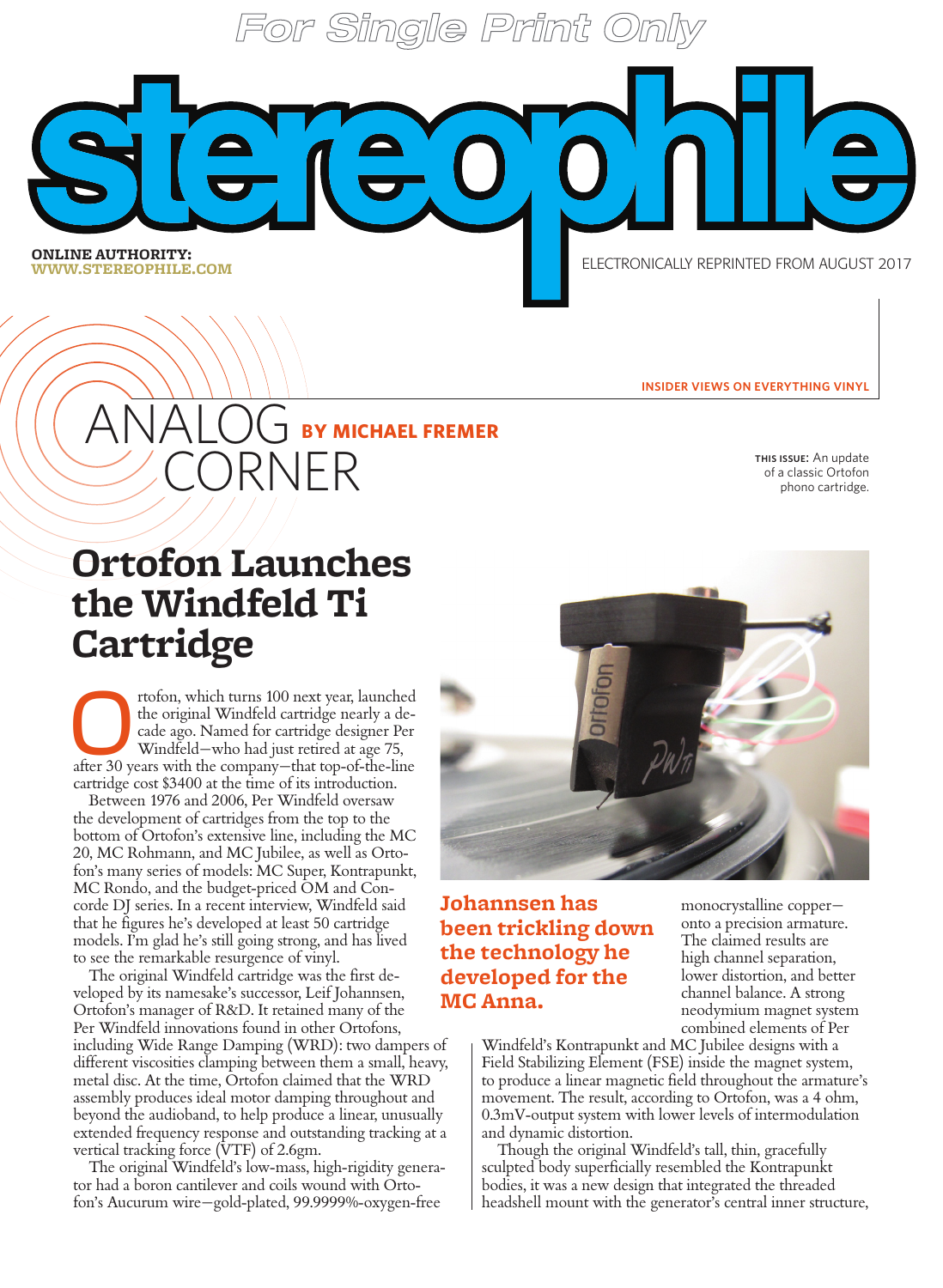For Single Print Only

# stereophile

**ONLINE AUTHORITY: WWW.STEREOPHILE.COM**

ELECTRONICALLY REPRINTED FROM AUGUST 2017

INSIDER VIEWS ON EVERYTHING VINYL

## ANALOG CORNER BY MICHAEL FREMER

**THIS ISSUE:** An update of a classic Ortofon phono cartridge.

# Ortofon Launches the Windfeld Ti Cartridge

Ortofon, which turns 100 next year, launched the original Windfeld cartridge nearly a decade ago. Named for cartridge designer Per Windfeld—who had just retired at age 75, after 30 years with the company—that top-of-the-line cartridge cost $3400 at the time of its introduction.

Between 1976 and 2006, Per Windfeld oversaw the development of cartridges from the top to the bottom of Ortofon's extensive line, including the MC 20, MC Rohmann, and MC Jubilee, as well as Ortofon's many series of models: MC Super, Kontrapunkt, MC Rondo, and the budget-priced OM and Concorde DJ series. In a recent interview, Windfeld said that he figures he's developed at least 50 cartridge models. I'm glad he's still going strong, and has lived to see the remarkable resurgence of vinyl.

The original Windfeld cartridge was the first developed by its namesake's successor, Leif Johannsen, Ortofon's manager of R&D. It retained many of the Per Windfeld innovations found in other Ortofons, including Wide Range Damping (WRD): two dampers of different viscosities clamping between them a small, heavy, metal disc. At the time, Ortofon claimed that the WRD assembly produces ideal motor damping throughout and beyond the audioband, to help produce a linear, unusually extended frequency response and outstanding tracking at a vertical tracking force (VTF) of 2.6gm.

The original Windfeld's low-mass, high-rigidity generator had a boron cantilever and coils wound with Ortofon's Aucurum wire—gold-plated, 99.9999%-oxygen-free monocrystalline copper—onto a precision armature. The claimed results are high channel separation, lower distortion, and better channel balance. A strong neodymium magnet system combined elements of Per Windfeld's Kontrapunkt and MC Jubilee designs with a Field Stabilizing Element (FSE) inside the magnet system, to produce a linear magnetic field throughout the armature's movement. The result, according to Ortofon, was a 4 ohm, 0.3mV-output system with lower levels of intermodulation and dynamic distortion.

**Johannsen has been trickling down the technology he developed for the MC Anna.**

Though the original Windfeld's tall, thin, gracefully sculpted body superficially resembled the Kontrapunkt bodies, it was a new design that integrated the threaded headshell mount with the generator's central inner structure,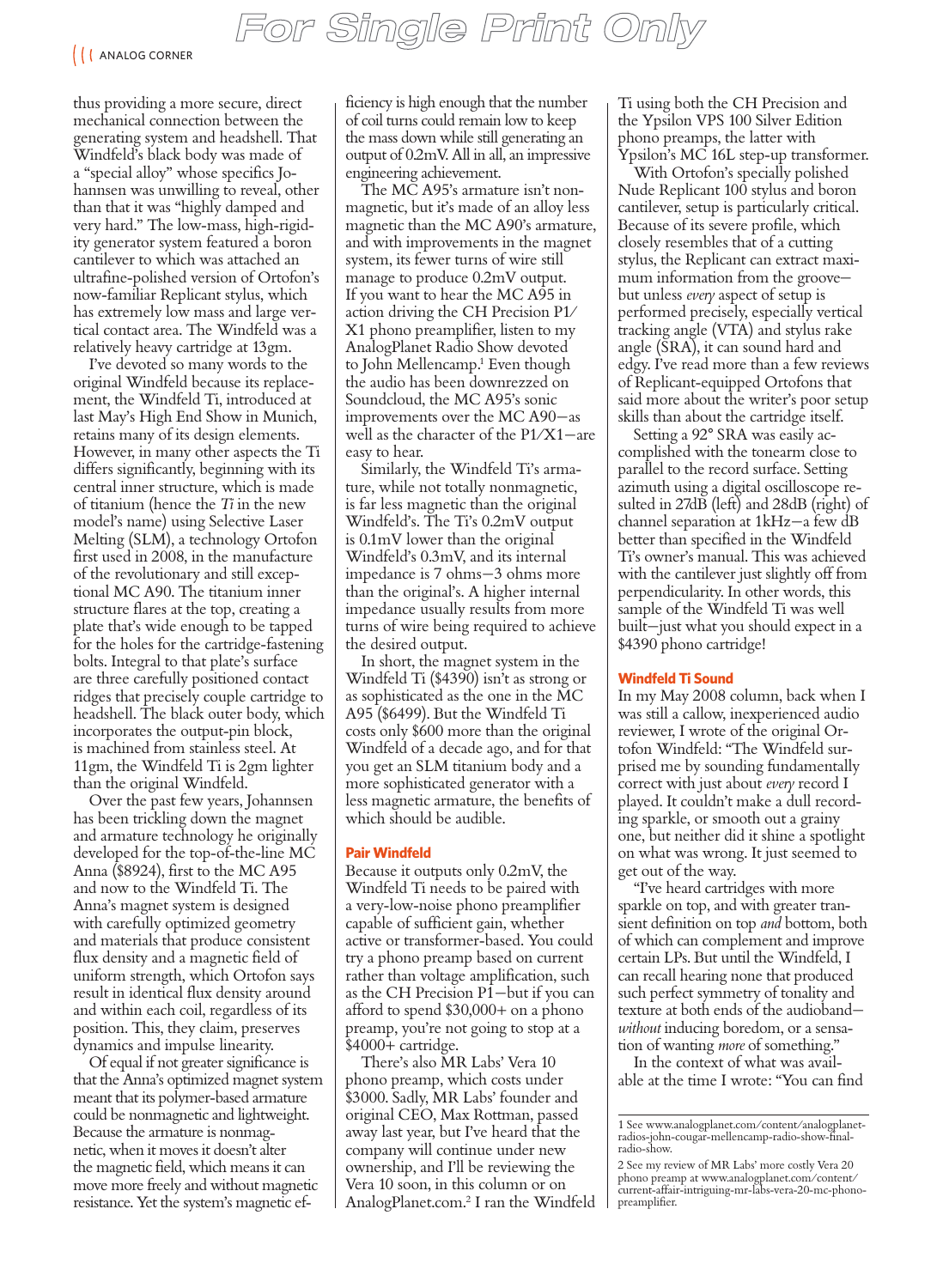thus providing a more secure, direct mechanical connection between the generating system and headshell. That Windfeld's black body was made of a "special alloy" whose specifics Johannsen was unwilling to reveal, other than that it was "highly damped and very hard." The low-mass, high-rigidity generator system featured a boron cantilever to which was attached an ultrafine-polished version of Ortofon's now-familiar Replicant stylus, which has extremely low mass and large vertical contact area. The Windfeld was a relatively heavy cartridge at 13gm.

I've devoted so many words to the original Windfeld because its replacement, the Windfeld Ti, introduced at last May's High End Show in Munich, retains many of its design elements. However, in many other aspects the Ti differs significantly, beginning with its central inner structure, which is made of titanium (hence the *Ti* in the new model's name) using Selective Laser Melting (SLM), a technology Ortofon first used in 2008, in the manufacture of the revolutionary and still exceptional MC A90. The titanium inner structure flares at the top, creating a plate that's wide enough to be tapped for the holes for the cartridge-fastening bolts. Integral to that plate's surface are three carefully positioned contact ridges that precisely couple cartridge to headshell. The black outer body, which incorporates the output-pin block, is machined from stainless steel. At 11gm, the Windfeld Ti is 2gm lighter than the original Windfeld.

Over the past few years, Johannsen has been trickling down the magnet and armature technology he originally developed for the top-of-the-line MC Anna ($8924), first to the MC A95 and now to the Windfeld Ti. The Anna's magnet system is designed with carefully optimized geometry and materials that produce consistent flux density and a magnetic field of uniform strength, which Ortofon says result in identical flux density around and within each coil, regardless of its position. This, they claim, preserves dynamics and impulse linearity.

Of equal if not greater significance is that the Anna's optimized magnet system meant that its polymer-based armature could be nonmagnetic and lightweight. Because the armature is nonmagnetic, when it moves it doesn't alter the magnetic field, which means it can move more freely and without magnetic resistance. Yet the system's magnetic efficiency is high enough that the number of coil turns could remain low to keep the mass down while still generating an output of 0.2mV. All in all, an impressive engineering achievement.

The MC A95's armature isn't nonmagnetic, but it's made of an alloy less magnetic than the MC A90's armature, and with improvements in the magnet system, its fewer turns of wire still manage to produce 0.2mV output. If you want to hear the MC A95 in action driving the CH Precision P1/X1 phono preamplifier, listen to my AnalogPlanet Radio Show devoted to John Mellencamp.[1] Even though the audio has been downrezzed on Soundcloud, the MC A95's sonic improvements over the MC A90—as well as the character of the P1/X1—are easy to hear.

Similarly, the Windfeld Ti's armature, while not totally nonmagnetic, is far less magnetic than the original Windfeld's. The Ti's 0.2mV output is 0.1mV lower than the original Windfeld's 0.3mV, and its internal impedance is 7 ohms—3 ohms more than the original's. A higher internal impedance usually results from more turns of wire being required to achieve the desired output.

In short, the magnet system in the Windfeld Ti ($4390) isn't as strong or as sophisticated as the one in the MC A95 ($6499). But the Windfeld Ti costs only $600 more than the original Windfeld of a decade ago, and for that you get an SLM titanium body and a more sophisticated generator with a less magnetic armature, the benefits of which should be audible.

### Pair Windfeld

Because it outputs only 0.2mV, the Windfeld Ti needs to be paired with a very-low-noise phono preamplifier capable of sufficient gain, whether active or transformer-based. You could try a phono preamp based on current rather than voltage amplification, such as the CH Precision P1—but if you can afford to spend $30,000+ on a phono preamp, you're not going to stop at a $4000+ cartridge.

There's also MR Labs' Vera 10 phono preamp, which costs under $3000. Sadly, MR Labs' founder and original CEO, Max Rottman, passed away last year, but I've heard that the company will continue under new ownership, and I'll be reviewing the Vera 10 soon, in this column or on AnalogPlanet.com.[2] I ran the Windfeld Ti using both the CH Precision and the Ypsilon VPS 100 Silver Edition phono preamps, the latter with Ypsilon's MC 16L step-up transformer.

With Ortofon's specially polished Nude Replicant 100 stylus and boron cantilever, setup is particularly critical. Because of its severe profile, which closely resembles that of a cutting stylus, the Replicant can extract maximum information from the groove—but unless *every* aspect of setup is performed precisely, especially vertical tracking angle (VTA) and stylus rake angle (SRA), it can sound hard and edgy. I've read more than a few reviews of Replicant-equipped Ortofons that said more about the writer's poor setup skills than about the cartridge itself.

Setting a 92° SRA was easily accomplished with the tonearm close to parallel to the record surface. Setting azimuth using a digital oscilloscope resulted in 27dB (left) and 28dB (right) of channel separation at 1kHz—a few dB better than specified in the Windfeld Ti's owner's manual. This was achieved with the cantilever just slightly off from perpendicularity. In other words, this sample of the Windfeld Ti was well built—just what you should expect in a $4390 phono cartridge!

### Windfeld Ti Sound

In my May 2008 column, back when I was still a callow, inexperienced audio reviewer, I wrote of the original Ortofon Windfeld: "The Windfeld surprised me by sounding fundamentally correct with just about *every* record I played. It couldn't make a dull recording sparkle, or smooth out a grainy one, but neither did it shine a spotlight on what was wrong. It just seemed to get out of the way.

"I've heard cartridges with more sparkle on top, and with greater transient definition on top *and* bottom, both of which can complement and improve certain LPs. But until the Windfeld, I can recall hearing none that produced such perfect symmetry of tonality and texture at both ends of the audioband—*without* inducing boredom, or a sensation of wanting *more* of something."

In the context of what was available at the time I wrote: "You can find

---

1 See www.analogplanet.com/content/analogplanet-radios-john-cougar-mellencamp-radio-show-final-radio-show.

2 See my review of MR Labs' more costly Vera 20 phono preamp at www.analogplanet.com/content/current-affair-intriguing-mr-labs-vera-20-mc-phono-preamplifier.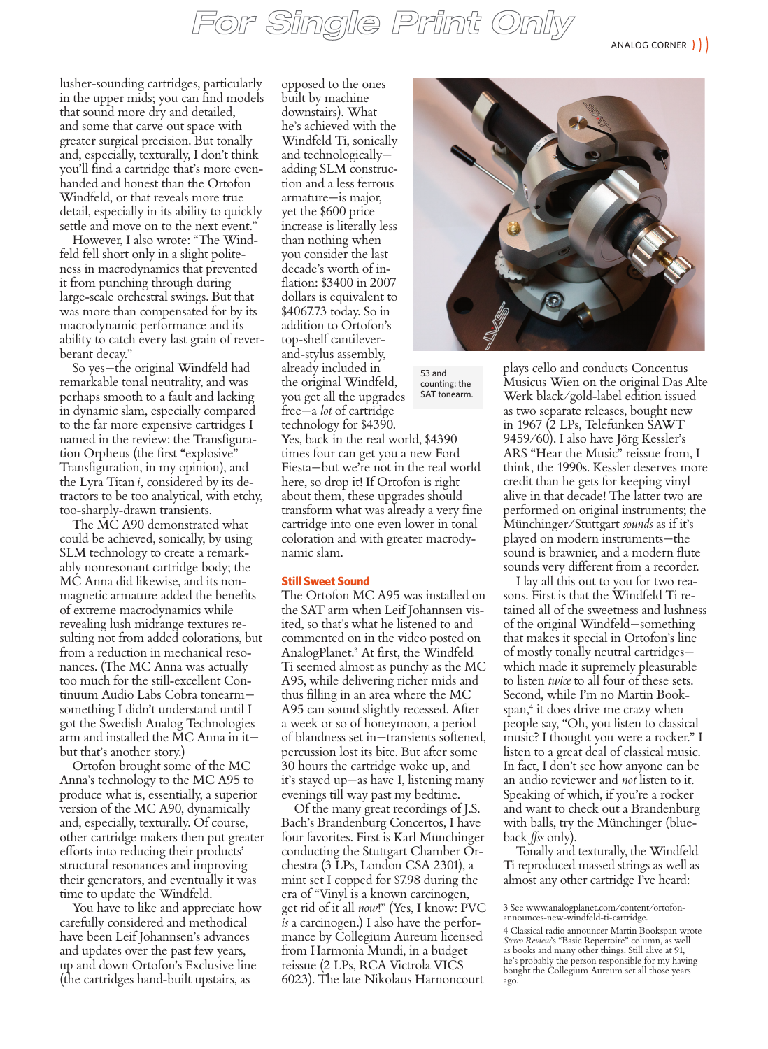lusher-sounding cartridges, particularly in the upper mids; you can find models that sound more dry and detailed, and some that carve out space with greater surgical precision. But tonally and, especially, texturally, I don't think you'll find a cartridge that's more even-handed and honest than the Ortofon Windfeld, or that reveals more true detail, especially in its ability to quickly settle and move on to the next event."

However, I also wrote: "The Windfeld fell short only in a slight politeness in macrodynamics that prevented it from punching through during large-scale orchestral swings. But that was more than compensated for by its macrodynamic performance and its ability to catch every last grain of reverberant decay."

So yes—the original Windfeld had remarkable tonal neutrality, and was perhaps smooth to a fault and lacking in dynamic slam, especially compared to the far more expensive cartridges I named in the review: the Transfiguration Orpheus (the first "explosive" Transfiguration, in my opinion), and the Lyra Titan *i*, considered by its detractors to be too analytical, with etchy, too-sharply-drawn transients.

The MC A90 demonstrated what could be achieved, sonically, by using SLM technology to create a remarkably nonresonant cartridge body; the MC Anna did likewise, and its nonmagnetic armature added the benefits of extreme macrodynamics while revealing lush midrange textures resulting not from added colorations, but from a reduction in mechanical resonances. (The MC Anna was actually too much for the still-excellent Continuum Audio Labs Cobra tonearm—something I didn't understand until I got the Swedish Analog Technologies arm and installed the MC Anna in it—but that's another story.)

Ortofon brought some of the MC Anna's technology to the MC A95 to produce what is, essentially, a superior version of the MC A90, dynamically and, especially, texturally. Of course, other cartridge makers then put greater efforts into reducing their products' structural resonances and improving their generators, and eventually it was time to update the Windfeld.

You have to like and appreciate how carefully considered and methodical have been Leif Johannsen's advances and updates over the past few years, up and down Ortofon's Exclusive line (the cartridges hand-built upstairs, as opposed to the ones built by machine downstairs). What he's achieved with the Windfeld Ti, sonically and technologically—adding SLM construction and a less ferrous armature—is major, yet the $600 price increase is literally less than nothing when you consider the last decade's worth of inflation: $3400 in 2007 dollars is equivalent to $4067.73 today. So in addition to Ortofon's top-shelf cantilever-and-stylus assembly, already included in the original Windfeld, you get all the upgrades free—a *lot* of cartridge technology for $4390. Yes, back in the real world, $4390 times four can get you a new Ford Fiesta—but we're not in the real world here, so drop it! If Ortofon is right about them, these upgrades should transform what was already a very fine cartridge into one even lower in tonal coloration and with greater macrodynamic slam.

53 and counting: the SAT tonearm.

### Still Sweet Sound

The Ortofon MC A95 was installed on the SAT arm when Leif Johannsen visited, so that's what he listened to and commented on in the video posted on AnalogPlanet.[3] At first, the Windfeld Ti seemed almost as punchy as the MC A95, while delivering richer mids and thus filling in an area where the MC A95 can sound slightly recessed. After a week or so of honeymoon, a period of blandness set in—transients softened, percussion lost its bite. But after some 30 hours the cartridge woke up, and it's stayed up—as have I, listening many evenings till way past my bedtime.

Of the many great recordings of J.S. Bach's Brandenburg Concertos, I have four favorites. First is Karl Münchinger conducting the Stuttgart Chamber Orchestra (3 LPs, London CSA 2301), a mint set I copped for $7.98 during the era of "Vinyl is a known carcinogen, get rid of it all *now*!" (Yes, I know: PVC *is* a carcinogen.) I also have the performance by Collegium Aureum licensed from Harmonia Mundi, in a budget reissue (2 LPs, RCA Victrola VICS 6023). The late Nikolaus Harnoncourt plays cello and conducts Concentus Musicus Wien on the original Das Alte Werk black/gold-label edition issued as two separate releases, bought new in 1967 (2 LPs, Telefunken SAWT 9459/60). I also have Jörg Kessler's ARS "Hear the Music" reissue from, I think, the 1990s. Kessler deserves more credit than he gets for keeping vinyl alive in that decade! The latter two are performed on original instruments; the Münchinger/Stuttgart *sounds* as if it's played on modern instruments—the sound is brawnier, and a modern flute sounds very different from a recorder.

I lay all this out to you for two reasons. First is that the Windfeld Ti retained all of the sweetness and lushness of the original Windfeld—something that makes it special in Ortofon's line of mostly tonally neutral cartridges—which made it supremely pleasurable to listen *twice* to all four of these sets. Second, while I'm no Martin Bookspan,[4] it does drive me crazy when people say, "Oh, you listen to classical music? I thought you were a rocker." I listen to a great deal of classical music. In fact, I don't see how anyone can be an audio reviewer and *not* listen to it. Speaking of which, if you're a rocker and want to check out a Brandenburg with balls, try the Münchinger (blue-back *ffss* only).

Tonally and texturally, the Windfeld Ti reproduced massed strings as well as almost any other cartridge I've heard:

---

3 See www.analogplanet.com/content/ortofon-announces-new-windfeld-ti-cartridge.

4 Classical radio announcer Martin Bookspan wrote *Stereo Review*'s "Basic Repertoire" column, as well as books and many other things. Still alive at 91, he's probably the person responsible for my having bought the Collegium Aureum set all those years ago.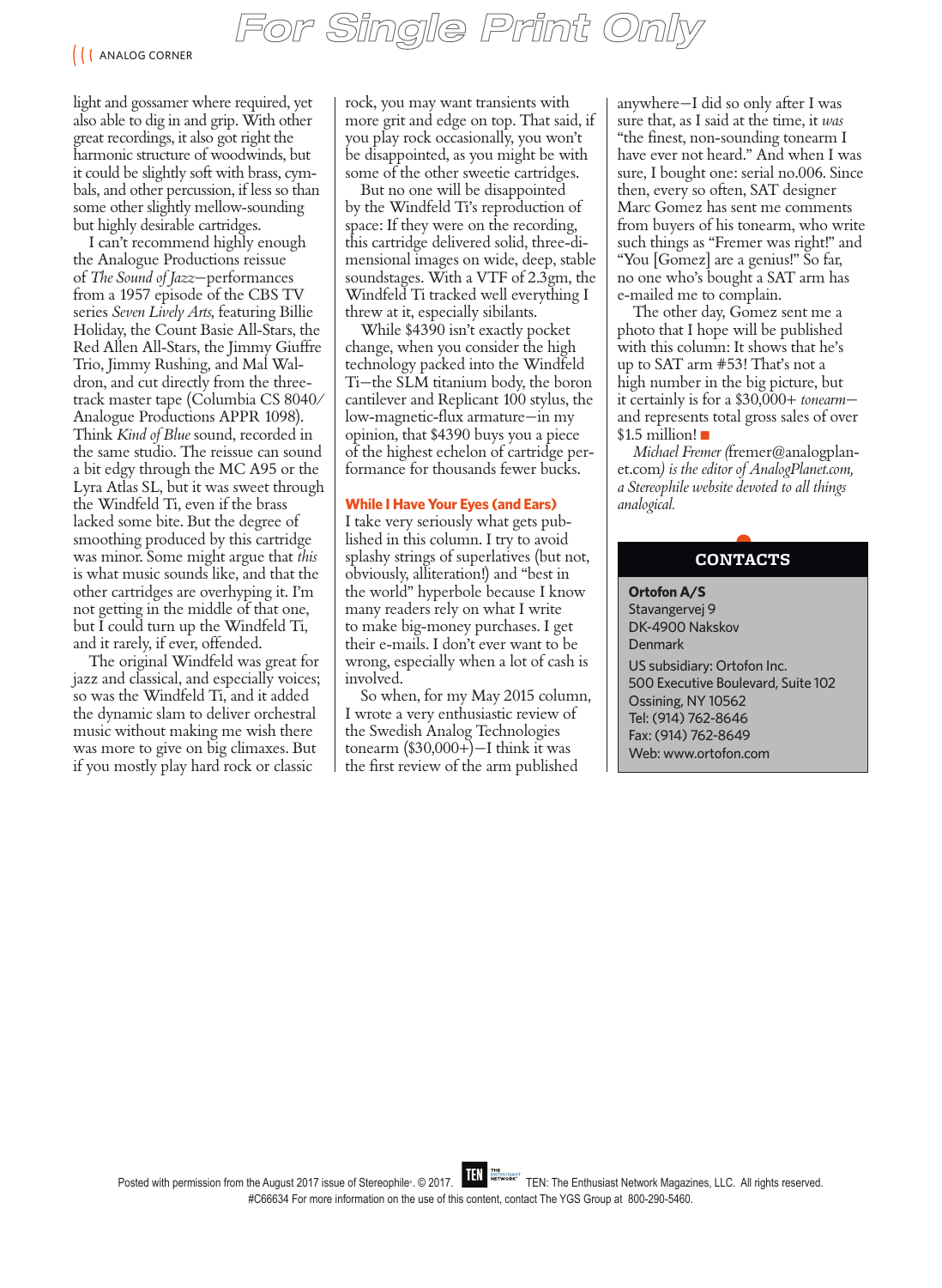light and gossamer where required, yet also able to dig in and grip. With other great recordings, it also got right the harmonic structure of woodwinds, but it could be slightly soft with brass, cymbals, and other percussion, if less so than some other slightly mellow-sounding but highly desirable cartridges.

I can't recommend highly enough the Analogue Productions reissue of *The Sound of Jazz*—performances from a 1957 episode of the CBS TV series *Seven Lively Arts*, featuring Billie Holiday, the Count Basie All-Stars, the Red Allen All-Stars, the Jimmy Giuffre Trio, Jimmy Rushing, and Mal Waldron, and cut directly from the three-track master tape (Columbia CS 8040/ Analogue Productions APPR 1098). Think *Kind of Blue* sound, recorded in the same studio. The reissue can sound a bit edgy through the MC A95 or the Lyra Atlas SL, but it was sweet through the Windfeld Ti, even if the brass lacked some bite. But the degree of smoothing produced by this cartridge was minor. Some might argue that *this* is what music sounds like, and that the other cartridges are overhyping it. I'm not getting in the middle of that one, but I could turn up the Windfeld Ti, and it rarely, if ever, offended.

The original Windfeld was great for jazz and classical, and especially voices; so was the Windfeld Ti, and it added the dynamic slam to deliver orchestral music without making me wish there was more to give on big climaxes. But if you mostly play hard rock or classic rock, you may want transients with more grit and edge on top. That said, if you play rock occasionally, you won't be disappointed, as you might be with some of the other sweetie cartridges.

But no one will be disappointed by the Windfeld Ti's reproduction of space: If they were on the recording, this cartridge delivered solid, three-dimensional images on wide, deep, stable soundstages. With a VTF of 2.3gm, the Windfeld Ti tracked well everything I threw at it, especially sibilants.

While $4390 isn't exactly pocket change, when you consider the high technology packed into the Windfeld Ti—the SLM titanium body, the boron cantilever and Replicant 100 stylus, the low-magnetic-flux armature—in my opinion, that $4390 buys you a piece of the highest echelon of cartridge performance for thousands fewer bucks.

### While I Have Your Eyes (and Ears)

I take very seriously what gets published in this column. I try to avoid splashy strings of superlatives (but not, obviously, alliteration!) and "best in the world" hyperbole because I know many readers rely on what I write to make big-money purchases. I get their e-mails. I don't ever want to be wrong, especially when a lot of cash is involved.

So when, for my May 2015 column, I wrote a very enthusiastic review of the Swedish Analog Technologies tonearm ($30,000+)—I think it was the first review of the arm published anywhere—I did so only after I was sure that, as I said at the time, it *was* "the finest, non-sounding tonearm I have ever not heard." And when I was sure, I bought one: serial no.006. Since then, every so often, SAT designer Marc Gomez has sent me comments from buyers of his tonearm, who write such things as "Fremer was right!" and "You [Gomez] are a genius!" So far, no one who's bought a SAT arm has e-mailed me to complain.

The other day, Gomez sent me a photo that I hope will be published with this column: It shows that he's up to SAT arm #53! That's not a high number in the big picture, but it certainly is for a $30,000+ *tonearm*—and represents total gross sales of over $1.5 million! ■

*Michael Fremer (*fremer@analogplanet.com*) is the editor of AnalogPlanet.com, a Stereophile website devoted to all things analogical.*

### CONTACTS

**Ortofon A/S**
Stavangervej 9
DK-4900 Nakskov
Denmark

US subsidiary: Ortofon Inc.
500 Executive Boulevard, Suite 102
Ossining, NY 10562
Tel: (914) 762-8646
Fax: (914) 762-8649
Web: www.ortofon.com

Posted with permission from the August 2017 issue of Stereophile®. © 2017. TEN: The Enthusiast Network Magazines, LLC. All rights reserved. #C66634 For more information on the use of this content, contact The YGS Group at 800-290-5460.